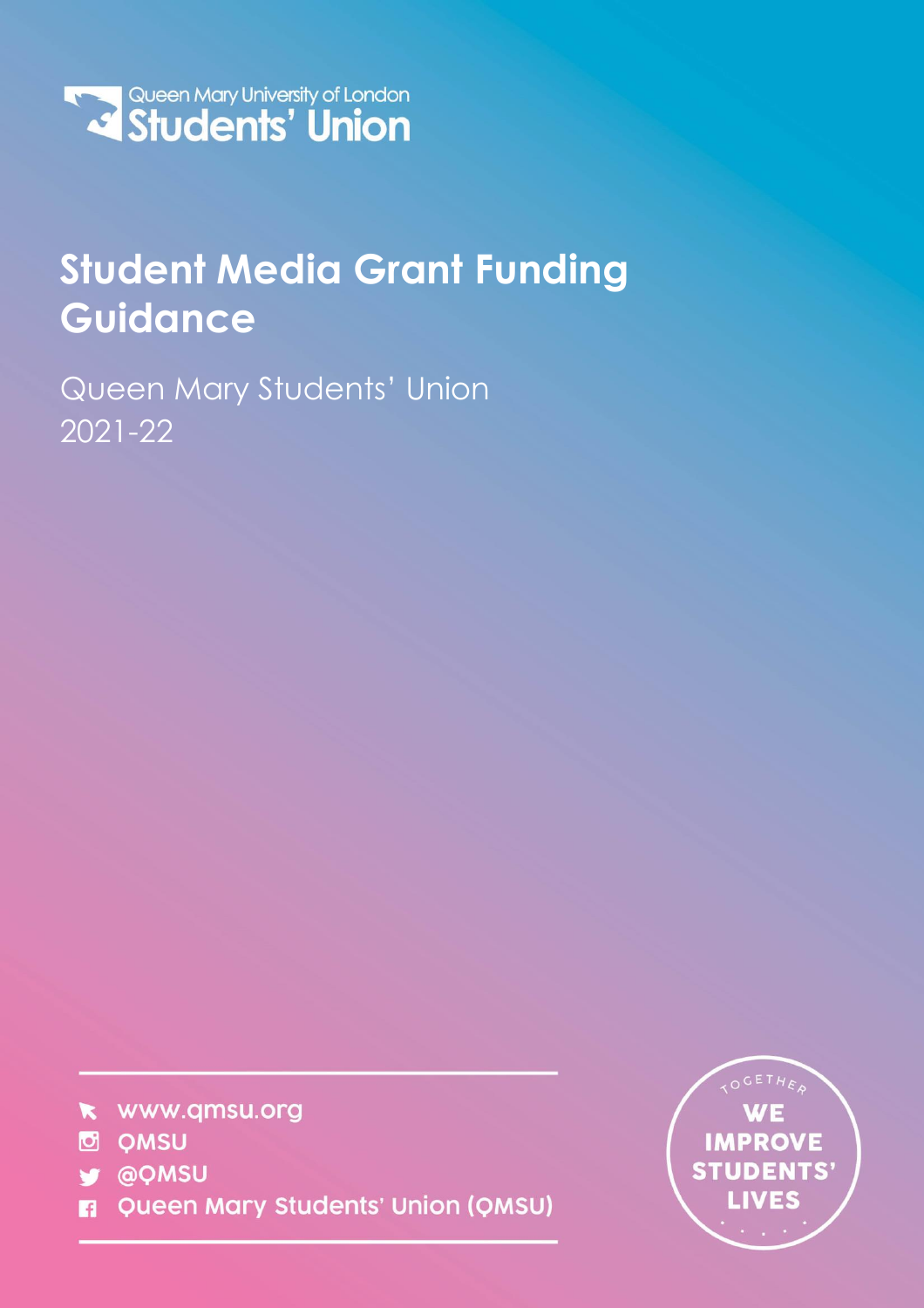Queen Mary University of London
Students' Union

# Student Media Grant Funding Guidance

Queen Mary Students' Union
2021-22

- www.qmsu.org
- QMSU
- @QMSU
- Queen Mary Students' Union (QMSU)

TOGETHER WE IMPROVE STUDENTS' LIVES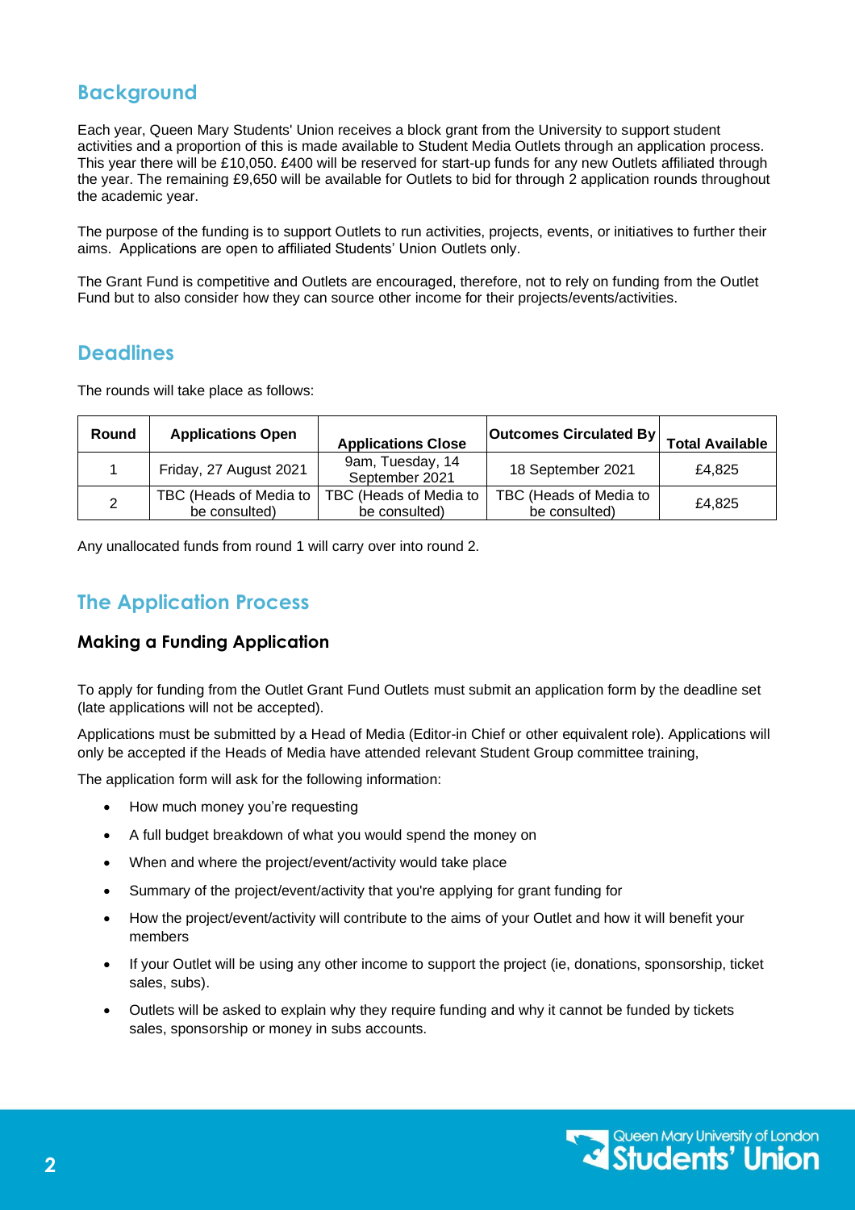## Background

Each year, Queen Mary Students' Union receives a block grant from the University to support student activities and a proportion of this is made available to Student Media Outlets through an application process. This year there will be £10,050. £400 will be reserved for start-up funds for any new Outlets affiliated through the year. The remaining £9,650 will be available for Outlets to bid for through 2 application rounds throughout the academic year.

The purpose of the funding is to support Outlets to run activities, projects, events, or initiatives to further their aims. Applications are open to affiliated Students' Union Outlets only.

The Grant Fund is competitive and Outlets are encouraged, therefore, not to rely on funding from the Outlet Fund but to also consider how they can source other income for their projects/events/activities.

## Deadlines

The rounds will take place as follows:

| Round | Applications Open | Applications Close | Outcomes Circulated By | Total Available |
|---|---|---|---|---|
| 1 | Friday, 27 August 2021 | 9am, Tuesday, 14 September 2021 | 18 September 2021 | £4,825 |
| 2 | TBC (Heads of Media to be consulted) | TBC (Heads of Media to be consulted) | TBC (Heads of Media to be consulted) | £4,825 |

Any unallocated funds from round 1 will carry over into round 2.

## The Application Process

### Making a Funding Application

To apply for funding from the Outlet Grant Fund Outlets must submit an application form by the deadline set (late applications will not be accepted).

Applications must be submitted by a Head of Media (Editor-in Chief or other equivalent role). Applications will only be accepted if the Heads of Media have attended relevant Student Group committee training,

The application form will ask for the following information:

- How much money you're requesting
- A full budget breakdown of what you would spend the money on
- When and where the project/event/activity would take place
- Summary of the project/event/activity that you're applying for grant funding for
- How the project/event/activity will contribute to the aims of your Outlet and how it will benefit your members
- If your Outlet will be using any other income to support the project (ie, donations, sponsorship, ticket sales, subs).
- Outlets will be asked to explain why they require funding and why it cannot be funded by tickets sales, sponsorship or money in subs accounts.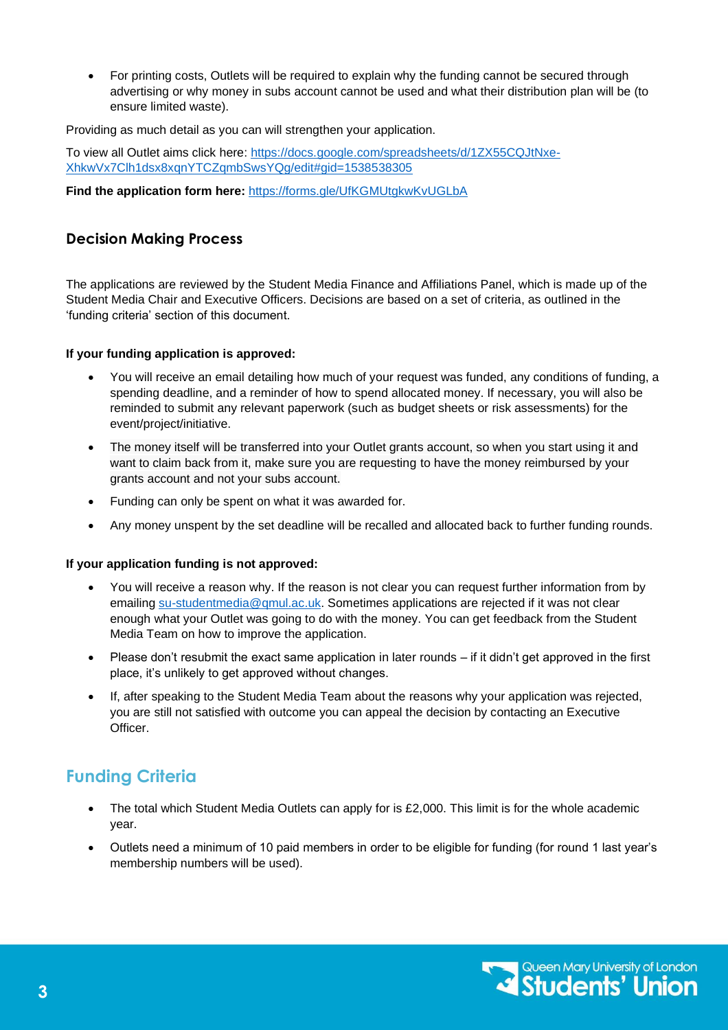- For printing costs, Outlets will be required to explain why the funding cannot be secured through advertising or why money in subs account cannot be used and what their distribution plan will be (to ensure limited waste).

Providing as much detail as you can will strengthen your application.

To view all Outlet aims click here: https://docs.google.com/spreadsheets/d/1ZX55CQJtNxe-XhkwVx7Clh1dsx8xqnYTCZqmbSwsYQg/edit#gid=1538538305

**Find the application form here:** https://forms.gle/UfKGMUtgkwKvUGLbA

### Decision Making Process

The applications are reviewed by the Student Media Finance and Affiliations Panel, which is made up of the Student Media Chair and Executive Officers. Decisions are based on a set of criteria, as outlined in the 'funding criteria' section of this document.

**If your funding application is approved:**

- You will receive an email detailing how much of your request was funded, any conditions of funding, a spending deadline, and a reminder of how to spend allocated money. If necessary, you will also be reminded to submit any relevant paperwork (such as budget sheets or risk assessments) for the event/project/initiative.
- The money itself will be transferred into your Outlet grants account, so when you start using it and want to claim back from it, make sure you are requesting to have the money reimbursed by your grants account and not your subs account.
- Funding can only be spent on what it was awarded for.
- Any money unspent by the set deadline will be recalled and allocated back to further funding rounds.

**If your application funding is not approved:**

- You will receive a reason why. If the reason is not clear you can request further information from by emailing su-studentmedia@qmul.ac.uk. Sometimes applications are rejected if it was not clear enough what your Outlet was going to do with the money. You can get feedback from the Student Media Team on how to improve the application.
- Please don't resubmit the exact same application in later rounds – if it didn't get approved in the first place, it's unlikely to get approved without changes.
- If, after speaking to the Student Media Team about the reasons why your application was rejected, you are still not satisfied with outcome you can appeal the decision by contacting an Executive Officer.

## Funding Criteria

- The total which Student Media Outlets can apply for is £2,000. This limit is for the whole academic year.
- Outlets need a minimum of 10 paid members in order to be eligible for funding (for round 1 last year's membership numbers will be used).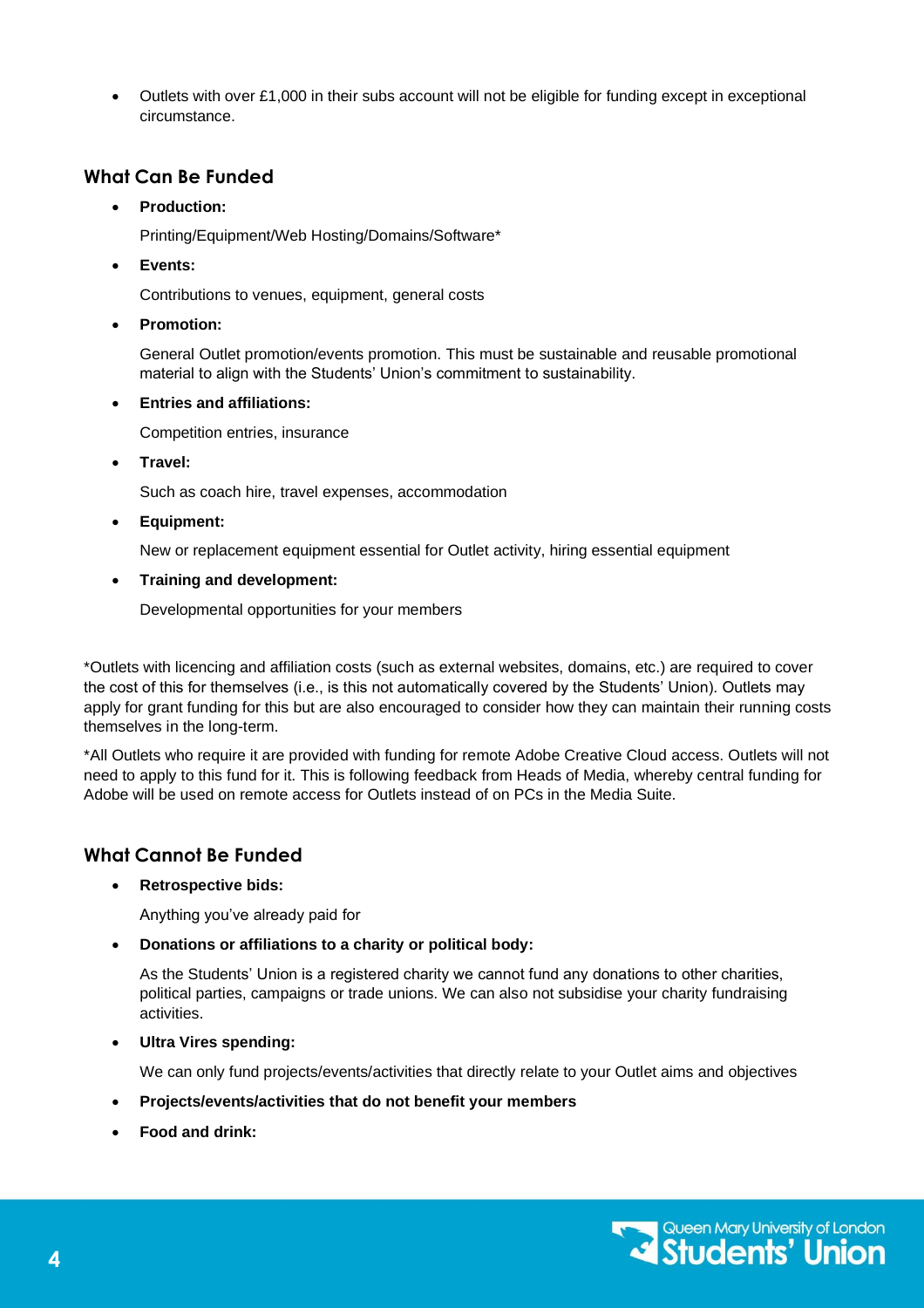- Outlets with over £1,000 in their subs account will not be eligible for funding except in exceptional circumstance.

## What Can Be Funded

- **Production:**

  Printing/Equipment/Web Hosting/Domains/Software*

- **Events:**

  Contributions to venues, equipment, general costs

- **Promotion:**

  General Outlet promotion/events promotion. This must be sustainable and reusable promotional material to align with the Students' Union's commitment to sustainability.

- **Entries and affiliations:**

  Competition entries, insurance

- **Travel:**

  Such as coach hire, travel expenses, accommodation

- **Equipment:**

  New or replacement equipment essential for Outlet activity, hiring essential equipment

- **Training and development:**

  Developmental opportunities for your members

*Outlets with licencing and affiliation costs (such as external websites, domains, etc.) are required to cover the cost of this for themselves (i.e., is this not automatically covered by the Students' Union). Outlets may apply for grant funding for this but are also encouraged to consider how they can maintain their running costs themselves in the long-term.

*All Outlets who require it are provided with funding for remote Adobe Creative Cloud access. Outlets will not need to apply to this fund for it. This is following feedback from Heads of Media, whereby central funding for Adobe will be used on remote access for Outlets instead of on PCs in the Media Suite.

## What Cannot Be Funded

- **Retrospective bids:**

  Anything you've already paid for

- **Donations or affiliations to a charity or political body:**

  As the Students' Union is a registered charity we cannot fund any donations to other charities, political parties, campaigns or trade unions. We can also not subsidise your charity fundraising activities.

- **Ultra Vires spending:**

  We can only fund projects/events/activities that directly relate to your Outlet aims and objectives

- **Projects/events/activities that do not benefit your members**
- **Food and drink:**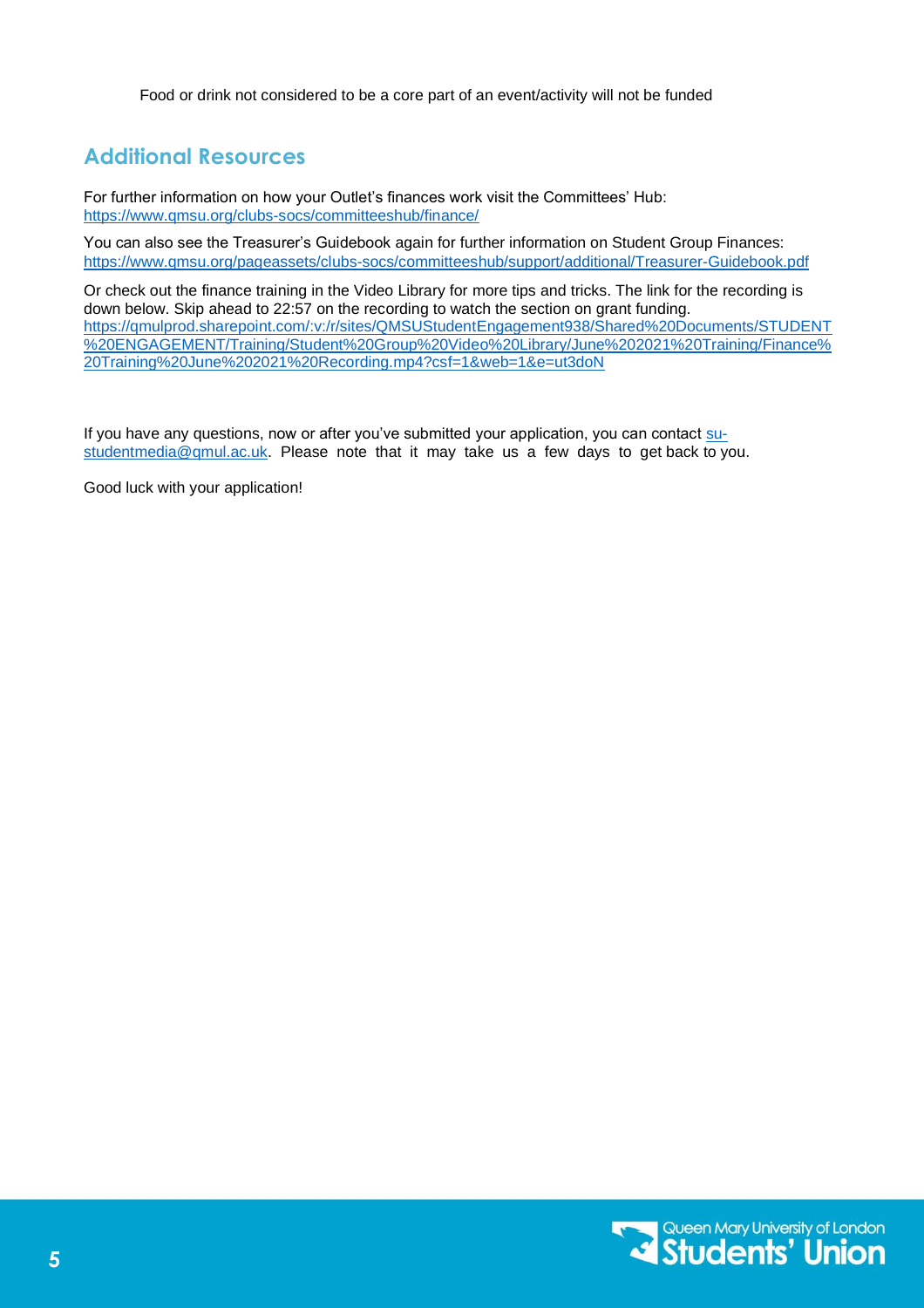Food or drink not considered to be a core part of an event/activity will not be funded

## Additional Resources

For further information on how your Outlet's finances work visit the Committees' Hub: https://www.qmsu.org/clubs-socs/committeeshub/finance/

You can also see the Treasurer's Guidebook again for further information on Student Group Finances: https://www.qmsu.org/pageassets/clubs-socs/committeeshub/support/additional/Treasurer-Guidebook.pdf

Or check out the finance training in the Video Library for more tips and tricks. The link for the recording is down below. Skip ahead to 22:57 on the recording to watch the section on grant funding. https://qmulprod.sharepoint.com/:v:/r/sites/QMSUStudentEngagement938/Shared%20Documents/STUDENT%20ENGAGEMENT/Training/Student%20Group%20Video%20Library/June%202021%20Training/Finance%20Training%20June%202021%20Recording.mp4?csf=1&web=1&e=ut3doN

If you have any questions, now or after you've submitted your application, you can contact su-studentmedia@qmul.ac.uk. Please note that it may take us a few days to get back to you.

Good luck with your application!